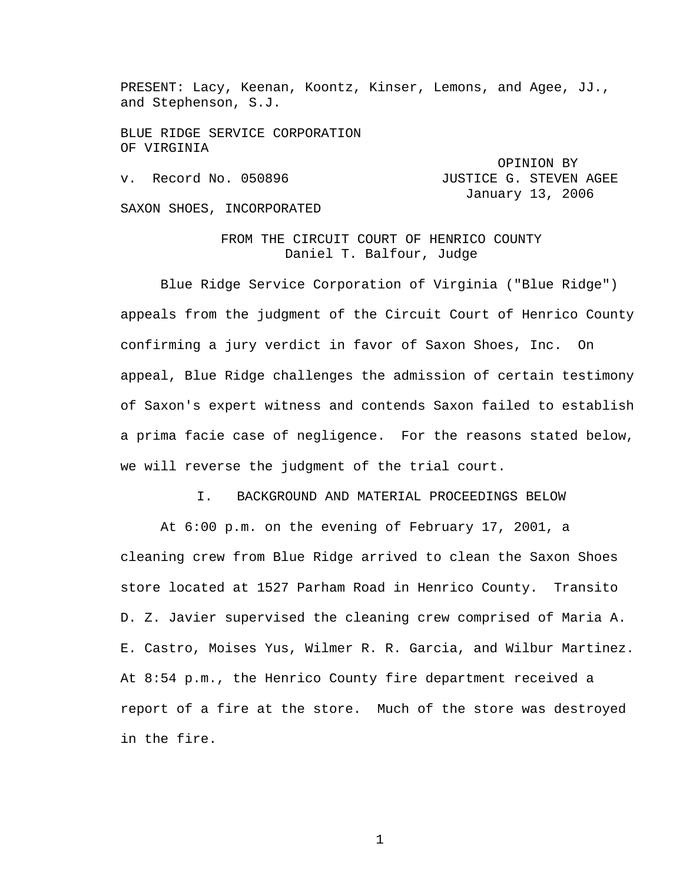PRESENT: Lacy, Keenan, Koontz, Kinser, Lemons, and Agee, JJ., and Stephenson, S.J.

BLUE RIDGE SERVICE CORPORATION OF VIRGINIA

v. Record No. 050896

OPINION BY JUSTICE G. STEVEN AGEE
January 13, 2006

SAXON SHOES, INCORPORATED

FROM THE CIRCUIT COURT OF HENRICO COUNTY
Daniel T. Balfour, Judge

Blue Ridge Service Corporation of Virginia ("Blue Ridge") appeals from the judgment of the Circuit Court of Henrico County confirming a jury verdict in favor of Saxon Shoes, Inc. On appeal, Blue Ridge challenges the admission of certain testimony of Saxon's expert witness and contends Saxon failed to establish a prima facie case of negligence. For the reasons stated below, we will reverse the judgment of the trial court.

## I. BACKGROUND AND MATERIAL PROCEEDINGS BELOW

At 6:00 p.m. on the evening of February 17, 2001, a cleaning crew from Blue Ridge arrived to clean the Saxon Shoes store located at 1527 Parham Road in Henrico County. Transito D. Z. Javier supervised the cleaning crew comprised of Maria A. E. Castro, Moises Yus, Wilmer R. R. Garcia, and Wilbur Martinez. At 8:54 p.m., the Henrico County fire department received a report of a fire at the store. Much of the store was destroyed in the fire.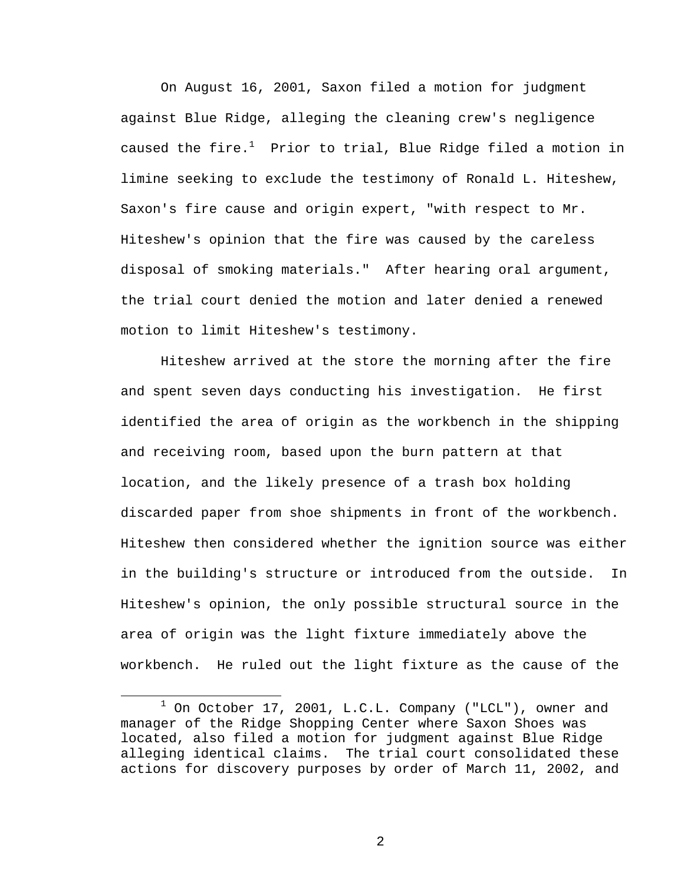On August 16, 2001, Saxon filed a motion for judgment against Blue Ridge, alleging the cleaning crew's negligence caused the fire.[1] Prior to trial, Blue Ridge filed a motion in limine seeking to exclude the testimony of Ronald L. Hiteshew, Saxon's fire cause and origin expert, "with respect to Mr. Hiteshew's opinion that the fire was caused by the careless disposal of smoking materials." After hearing oral argument, the trial court denied the motion and later denied a renewed motion to limit Hiteshew's testimony.

Hiteshew arrived at the store the morning after the fire and spent seven days conducting his investigation. He first identified the area of origin as the workbench in the shipping and receiving room, based upon the burn pattern at that location, and the likely presence of a trash box holding discarded paper from shoe shipments in front of the workbench. Hiteshew then considered whether the ignition source was either in the building's structure or introduced from the outside. In Hiteshew's opinion, the only possible structural source in the area of origin was the light fixture immediately above the workbench. He ruled out the light fixture as the cause of the

---

[1] On October 17, 2001, L.C.L. Company ("LCL"), owner and manager of the Ridge Shopping Center where Saxon Shoes was located, also filed a motion for judgment against Blue Ridge alleging identical claims. The trial court consolidated these actions for discovery purposes by order of March 11, 2002, and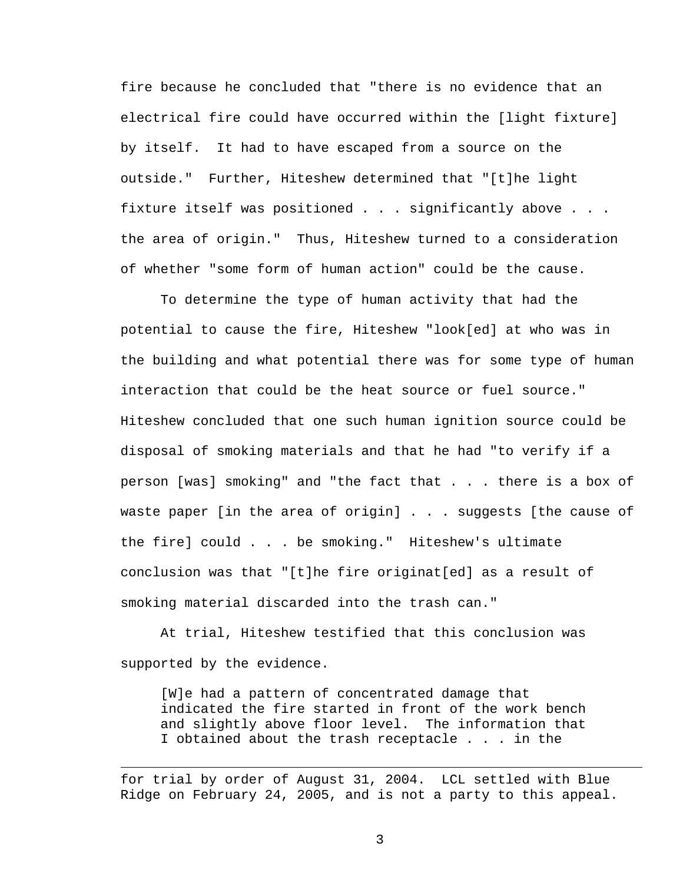fire because he concluded that "there is no evidence that an electrical fire could have occurred within the [light fixture] by itself. It had to have escaped from a source on the outside." Further, Hiteshew determined that "[t]he light fixture itself was positioned . . . significantly above . . . the area of origin." Thus, Hiteshew turned to a consideration of whether "some form of human action" could be the cause.

To determine the type of human activity that had the potential to cause the fire, Hiteshew "look[ed] at who was in the building and what potential there was for some type of human interaction that could be the heat source or fuel source." Hiteshew concluded that one such human ignition source could be disposal of smoking materials and that he had "to verify if a person [was] smoking" and "the fact that . . . there is a box of waste paper [in the area of origin] . . . suggests [the cause of the fire] could . . . be smoking." Hiteshew's ultimate conclusion was that "[t]he fire originat[ed] as a result of smoking material discarded into the trash can."

At trial, Hiteshew testified that this conclusion was supported by the evidence.

> [W]e had a pattern of concentrated damage that indicated the fire started in front of the work bench and slightly above floor level. The information that I obtained about the trash receptacle . . . in the

---

for trial by order of August 31, 2004. LCL settled with Blue Ridge on February 24, 2005, and is not a party to this appeal.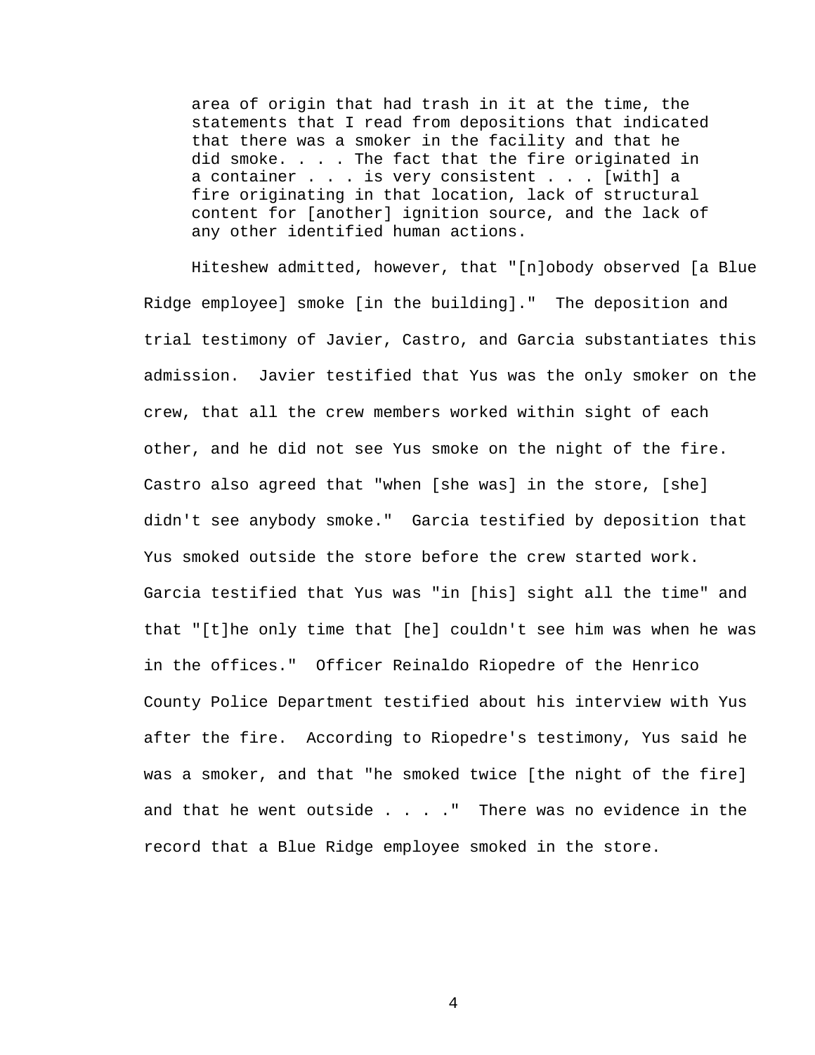> area of origin that had trash in it at the time, the statements that I read from depositions that indicated that there was a smoker in the facility and that he did smoke. . . . The fact that the fire originated in a container . . . is very consistent . . . [with] a fire originating in that location, lack of structural content for [another] ignition source, and the lack of any other identified human actions.

Hiteshew admitted, however, that "[n]obody observed [a Blue Ridge employee] smoke [in the building]." The deposition and trial testimony of Javier, Castro, and Garcia substantiates this admission. Javier testified that Yus was the only smoker on the crew, that all the crew members worked within sight of each other, and he did not see Yus smoke on the night of the fire. Castro also agreed that "when [she was] in the store, [she] didn't see anybody smoke." Garcia testified by deposition that Yus smoked outside the store before the crew started work. Garcia testified that Yus was "in [his] sight all the time" and that "[t]he only time that [he] couldn't see him was when he was in the offices." Officer Reinaldo Riopedre of the Henrico County Police Department testified about his interview with Yus after the fire. According to Riopedre's testimony, Yus said he was a smoker, and that "he smoked twice [the night of the fire] and that he went outside . . . ." There was no evidence in the record that a Blue Ridge employee smoked in the store.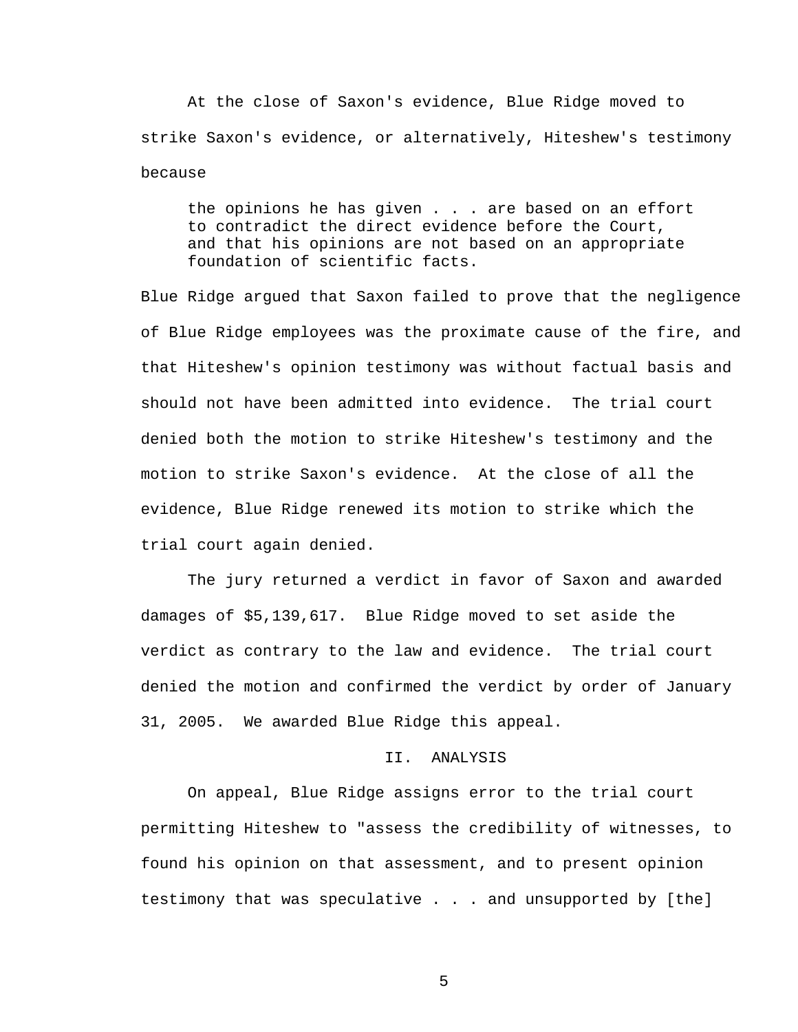At the close of Saxon's evidence, Blue Ridge moved to strike Saxon's evidence, or alternatively, Hiteshew's testimony because

> the opinions he has given . . . are based on an effort to contradict the direct evidence before the Court, and that his opinions are not based on an appropriate foundation of scientific facts.

Blue Ridge argued that Saxon failed to prove that the negligence of Blue Ridge employees was the proximate cause of the fire, and that Hiteshew's opinion testimony was without factual basis and should not have been admitted into evidence. The trial court denied both the motion to strike Hiteshew's testimony and the motion to strike Saxon's evidence. At the close of all the evidence, Blue Ridge renewed its motion to strike which the trial court again denied.

The jury returned a verdict in favor of Saxon and awarded damages of $5,139,617. Blue Ridge moved to set aside the verdict as contrary to the law and evidence. The trial court denied the motion and confirmed the verdict by order of January 31, 2005. We awarded Blue Ridge this appeal.

## II. ANALYSIS

On appeal, Blue Ridge assigns error to the trial court permitting Hiteshew to "assess the credibility of witnesses, to found his opinion on that assessment, and to present opinion testimony that was speculative . . . and unsupported by [the]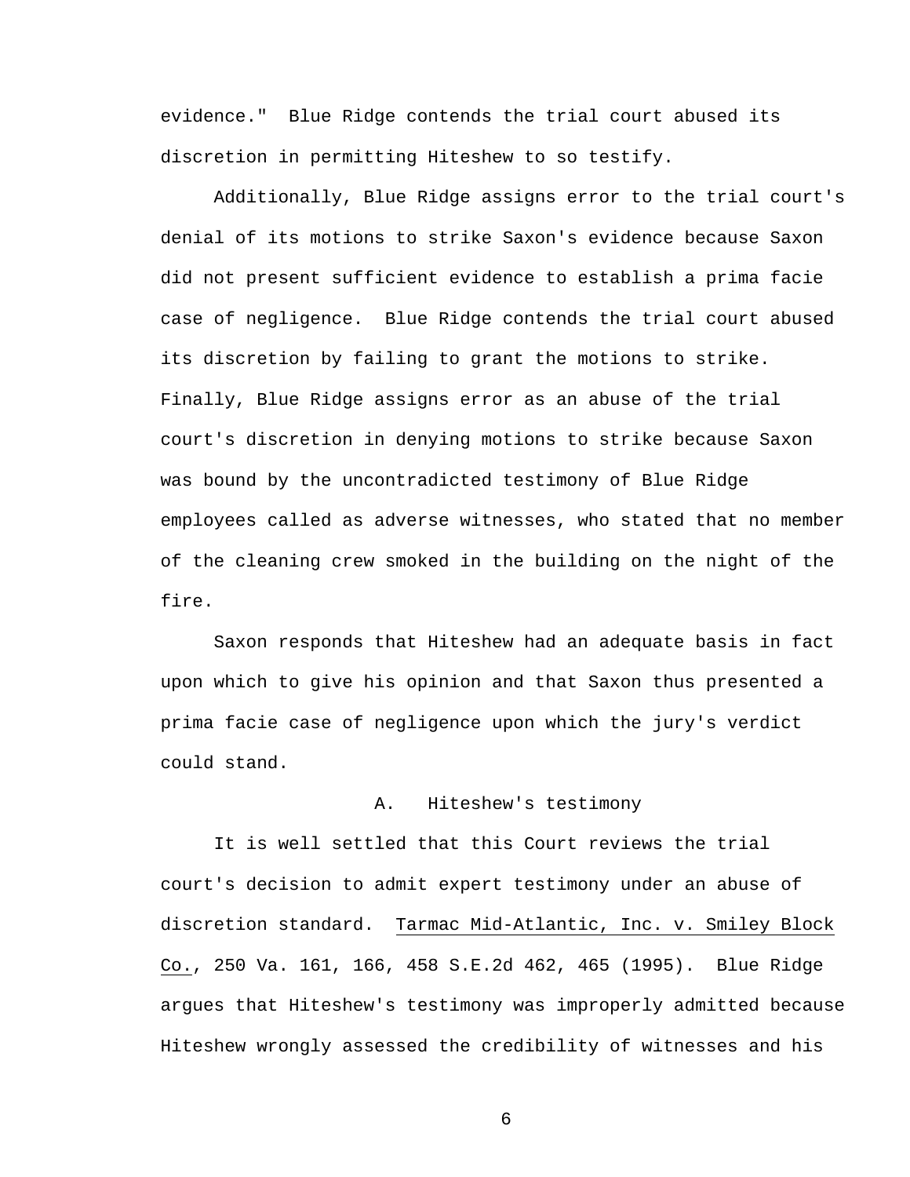evidence." Blue Ridge contends the trial court abused its discretion in permitting Hiteshew to so testify.

Additionally, Blue Ridge assigns error to the trial court's denial of its motions to strike Saxon's evidence because Saxon did not present sufficient evidence to establish a prima facie case of negligence. Blue Ridge contends the trial court abused its discretion by failing to grant the motions to strike. Finally, Blue Ridge assigns error as an abuse of the trial court's discretion in denying motions to strike because Saxon was bound by the uncontradicted testimony of Blue Ridge employees called as adverse witnesses, who stated that no member of the cleaning crew smoked in the building on the night of the fire.

Saxon responds that Hiteshew had an adequate basis in fact upon which to give his opinion and that Saxon thus presented a prima facie case of negligence upon which the jury's verdict could stand.

### A. Hiteshew's testimony

It is well settled that this Court reviews the trial court's decision to admit expert testimony under an abuse of discretion standard. Tarmac Mid-Atlantic, Inc. v. Smiley Block Co., 250 Va. 161, 166, 458 S.E.2d 462, 465 (1995). Blue Ridge argues that Hiteshew's testimony was improperly admitted because Hiteshew wrongly assessed the credibility of witnesses and his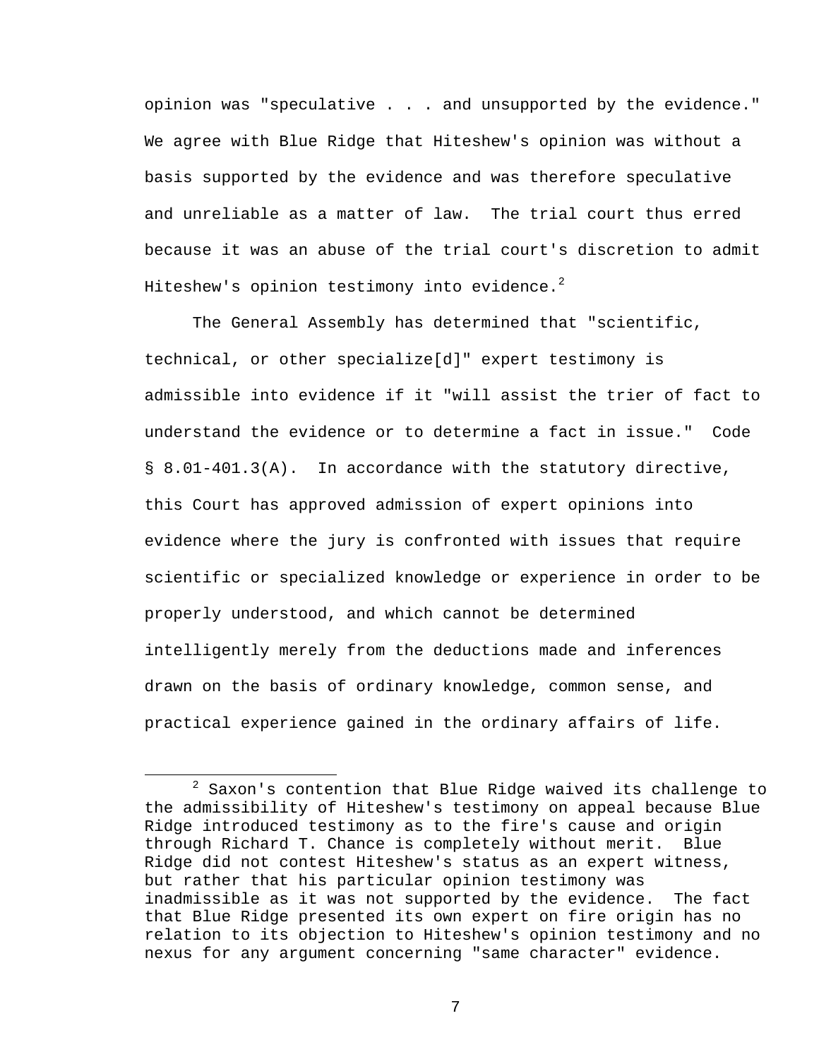opinion was "speculative . . . and unsupported by the evidence." We agree with Blue Ridge that Hiteshew's opinion was without a basis supported by the evidence and was therefore speculative and unreliable as a matter of law. The trial court thus erred because it was an abuse of the trial court's discretion to admit Hiteshew's opinion testimony into evidence.[2]

The General Assembly has determined that "scientific, technical, or other specialize[d]" expert testimony is admissible into evidence if it "will assist the trier of fact to understand the evidence or to determine a fact in issue." Code § 8.01-401.3(A). In accordance with the statutory directive, this Court has approved admission of expert opinions into evidence where the jury is confronted with issues that require scientific or specialized knowledge or experience in order to be properly understood, and which cannot be determined intelligently merely from the deductions made and inferences drawn on the basis of ordinary knowledge, common sense, and practical experience gained in the ordinary affairs of life.

---

[2] Saxon's contention that Blue Ridge waived its challenge to the admissibility of Hiteshew's testimony on appeal because Blue Ridge introduced testimony as to the fire's cause and origin through Richard T. Chance is completely without merit. Blue Ridge did not contest Hiteshew's status as an expert witness, but rather that his particular opinion testimony was inadmissible as it was not supported by the evidence. The fact that Blue Ridge presented its own expert on fire origin has no relation to its objection to Hiteshew's opinion testimony and no nexus for any argument concerning "same character" evidence.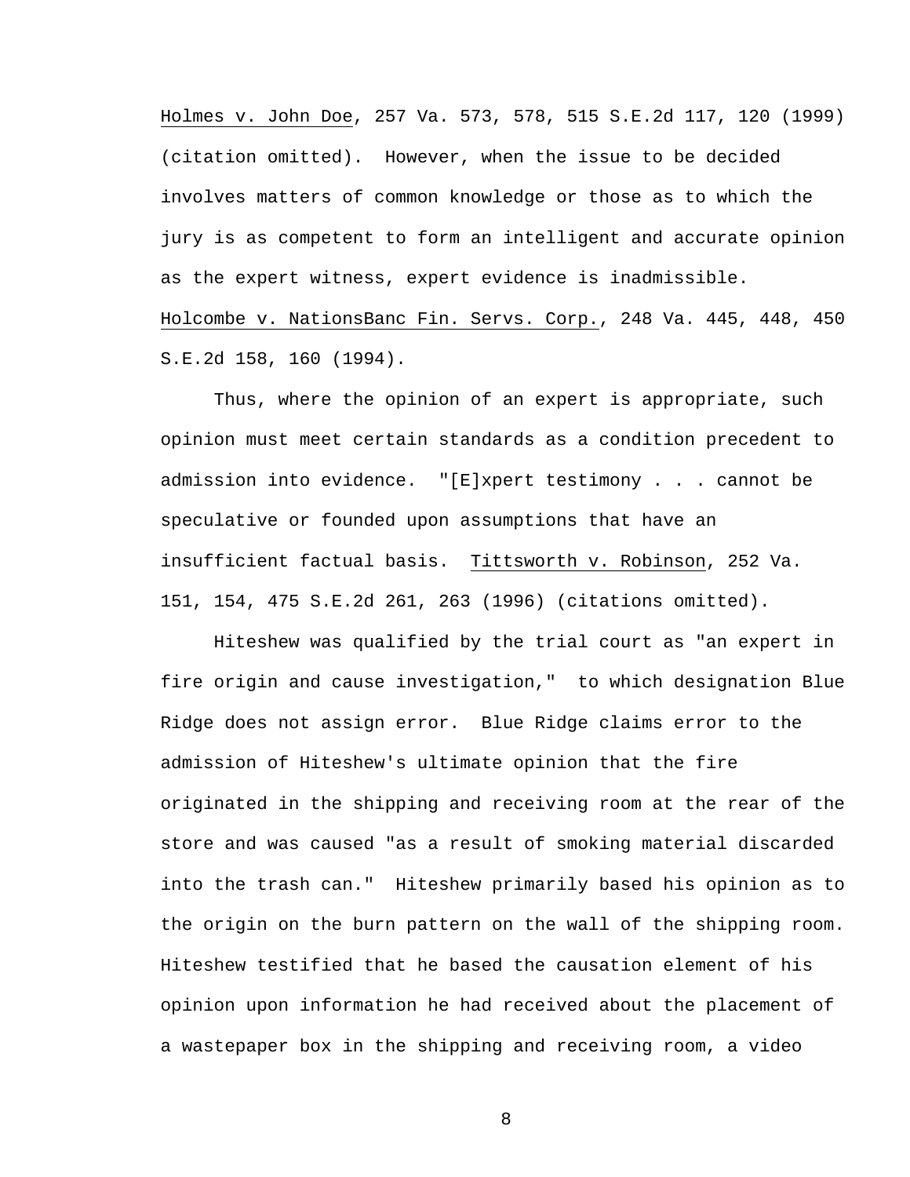_Holmes v. John Doe_, 257 Va. 573, 578, 515 S.E.2d 117, 120 (1999) (citation omitted). However, when the issue to be decided involves matters of common knowledge or those as to which the jury is as competent to form an intelligent and accurate opinion as the expert witness, expert evidence is inadmissible. _Holcombe v. NationsBanc Fin. Servs. Corp._, 248 Va. 445, 448, 450 S.E.2d 158, 160 (1994).

Thus, where the opinion of an expert is appropriate, such opinion must meet certain standards as a condition precedent to admission into evidence. "[E]xpert testimony . . . cannot be speculative or founded upon assumptions that have an insufficient factual basis. _Tittsworth v. Robinson_, 252 Va. 151, 154, 475 S.E.2d 261, 263 (1996) (citations omitted).

Hiteshew was qualified by the trial court as "an expert in fire origin and cause investigation," to which designation Blue Ridge does not assign error. Blue Ridge claims error to the admission of Hiteshew's ultimate opinion that the fire originated in the shipping and receiving room at the rear of the store and was caused "as a result of smoking material discarded into the trash can." Hiteshew primarily based his opinion as to the origin on the burn pattern on the wall of the shipping room. Hiteshew testified that he based the causation element of his opinion upon information he had received about the placement of a wastepaper box in the shipping and receiving room, a video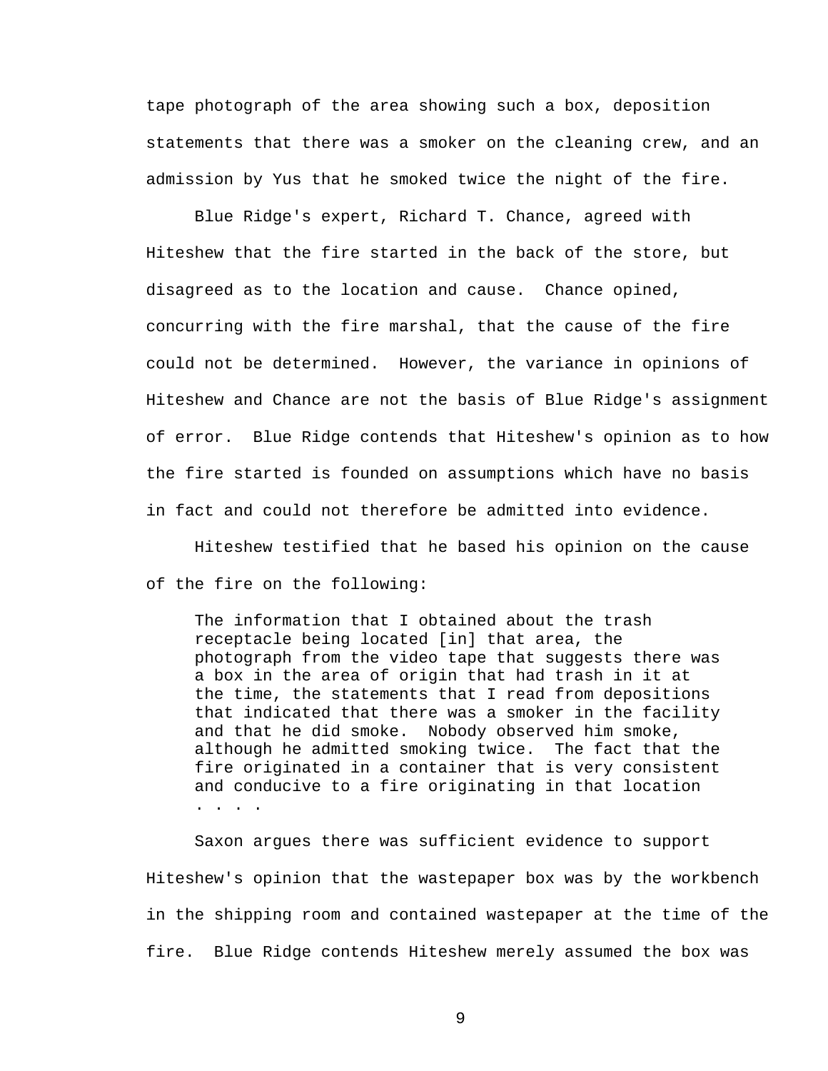tape photograph of the area showing such a box, deposition statements that there was a smoker on the cleaning crew, and an admission by Yus that he smoked twice the night of the fire.

Blue Ridge's expert, Richard T. Chance, agreed with Hiteshew that the fire started in the back of the store, but disagreed as to the location and cause. Chance opined, concurring with the fire marshal, that the cause of the fire could not be determined. However, the variance in opinions of Hiteshew and Chance are not the basis of Blue Ridge's assignment of error. Blue Ridge contends that Hiteshew's opinion as to how the fire started is founded on assumptions which have no basis in fact and could not therefore be admitted into evidence.

Hiteshew testified that he based his opinion on the cause of the fire on the following:

> The information that I obtained about the trash receptacle being located [in] that area, the photograph from the video tape that suggests there was a box in the area of origin that had trash in it at the time, the statements that I read from depositions that indicated that there was a smoker in the facility and that he did smoke. Nobody observed him smoke, although he admitted smoking twice. The fact that the fire originated in a container that is very consistent and conducive to a fire originating in that location . . . .

Saxon argues there was sufficient evidence to support Hiteshew's opinion that the wastepaper box was by the workbench in the shipping room and contained wastepaper at the time of the fire. Blue Ridge contends Hiteshew merely assumed the box was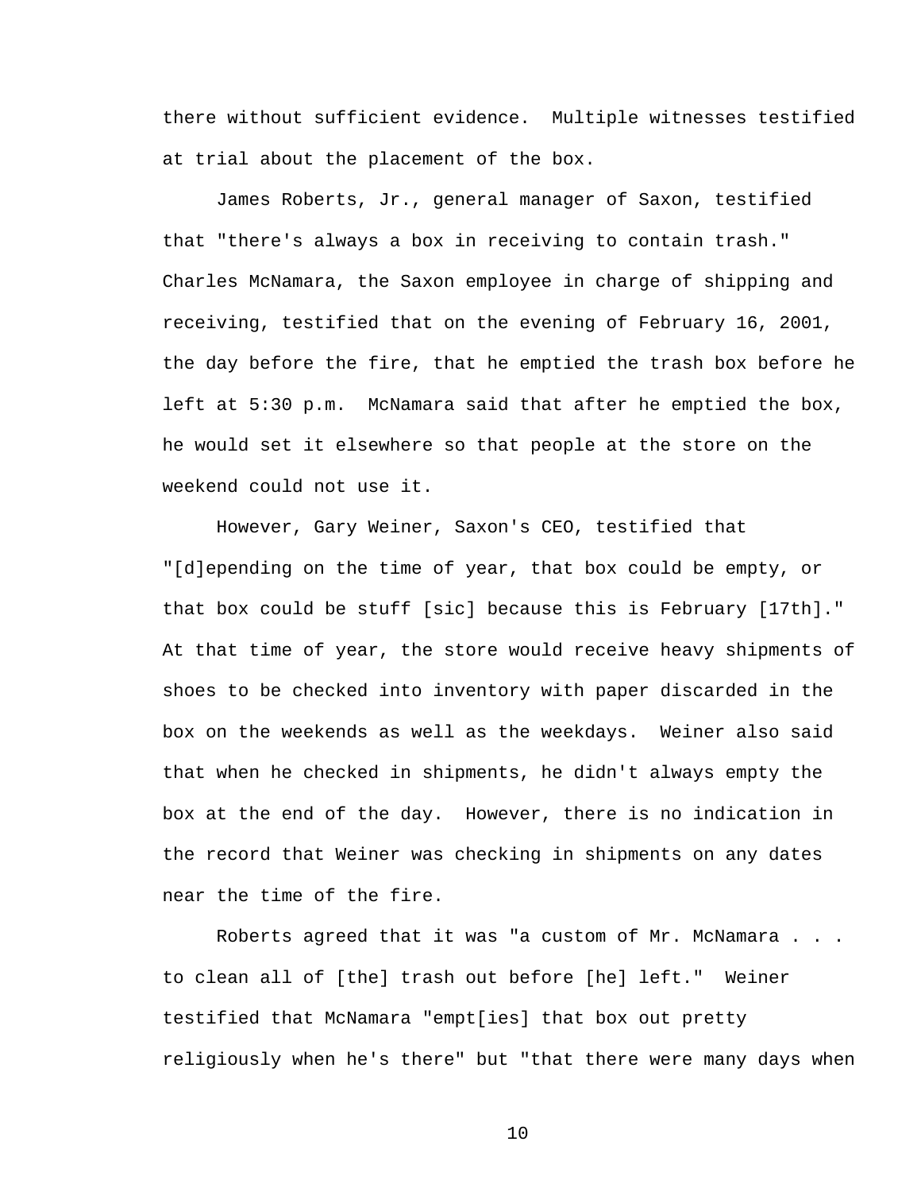there without sufficient evidence. Multiple witnesses testified at trial about the placement of the box.

James Roberts, Jr., general manager of Saxon, testified that "there's always a box in receiving to contain trash." Charles McNamara, the Saxon employee in charge of shipping and receiving, testified that on the evening of February 16, 2001, the day before the fire, that he emptied the trash box before he left at 5:30 p.m. McNamara said that after he emptied the box, he would set it elsewhere so that people at the store on the weekend could not use it.

However, Gary Weiner, Saxon's CEO, testified that "[d]epending on the time of year, that box could be empty, or that box could be stuff [sic] because this is February [17th]." At that time of year, the store would receive heavy shipments of shoes to be checked into inventory with paper discarded in the box on the weekends as well as the weekdays. Weiner also said that when he checked in shipments, he didn't always empty the box at the end of the day. However, there is no indication in the record that Weiner was checking in shipments on any dates near the time of the fire.

Roberts agreed that it was "a custom of Mr. McNamara . . . to clean all of [the] trash out before [he] left." Weiner testified that McNamara "empt[ies] that box out pretty religiously when he's there" but "that there were many days when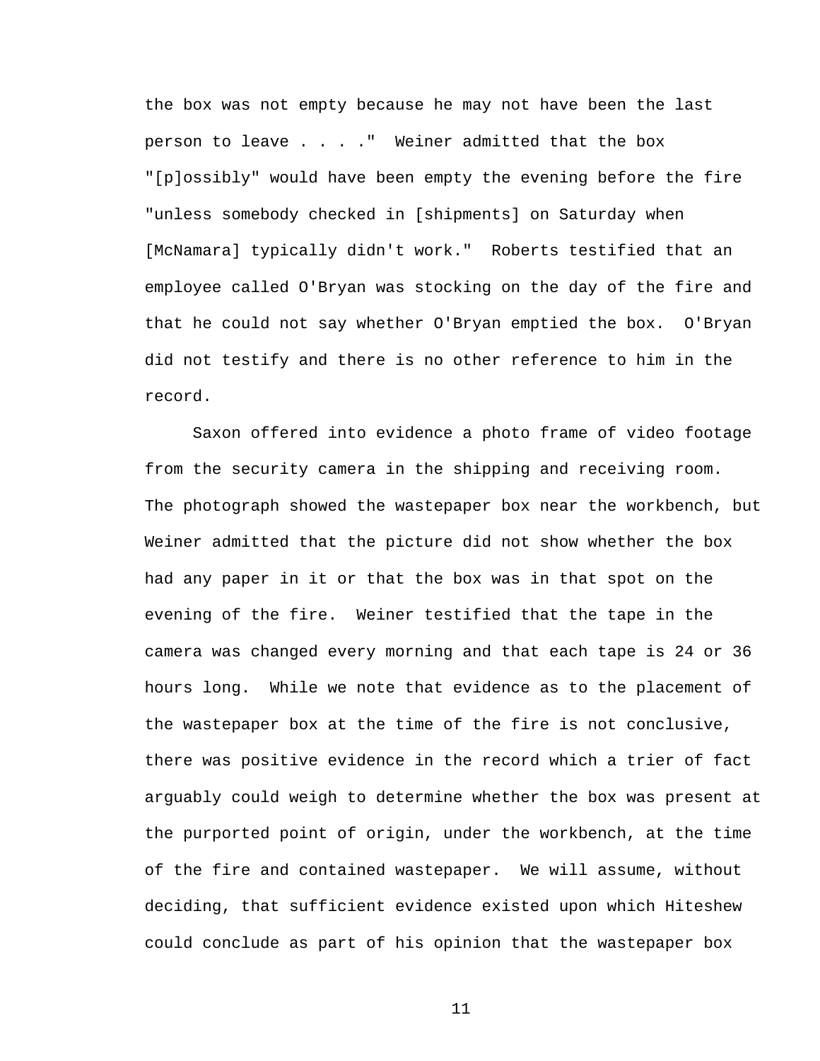the box was not empty because he may not have been the last person to leave . . . ." Weiner admitted that the box "[p]ossibly" would have been empty the evening before the fire "unless somebody checked in [shipments] on Saturday when [McNamara] typically didn't work." Roberts testified that an employee called O'Bryan was stocking on the day of the fire and that he could not say whether O'Bryan emptied the box. O'Bryan did not testify and there is no other reference to him in the record.

Saxon offered into evidence a photo frame of video footage from the security camera in the shipping and receiving room. The photograph showed the wastepaper box near the workbench, but Weiner admitted that the picture did not show whether the box had any paper in it or that the box was in that spot on the evening of the fire. Weiner testified that the tape in the camera was changed every morning and that each tape is 24 or 36 hours long. While we note that evidence as to the placement of the wastepaper box at the time of the fire is not conclusive, there was positive evidence in the record which a trier of fact arguably could weigh to determine whether the box was present at the purported point of origin, under the workbench, at the time of the fire and contained wastepaper. We will assume, without deciding, that sufficient evidence existed upon which Hiteshew could conclude as part of his opinion that the wastepaper box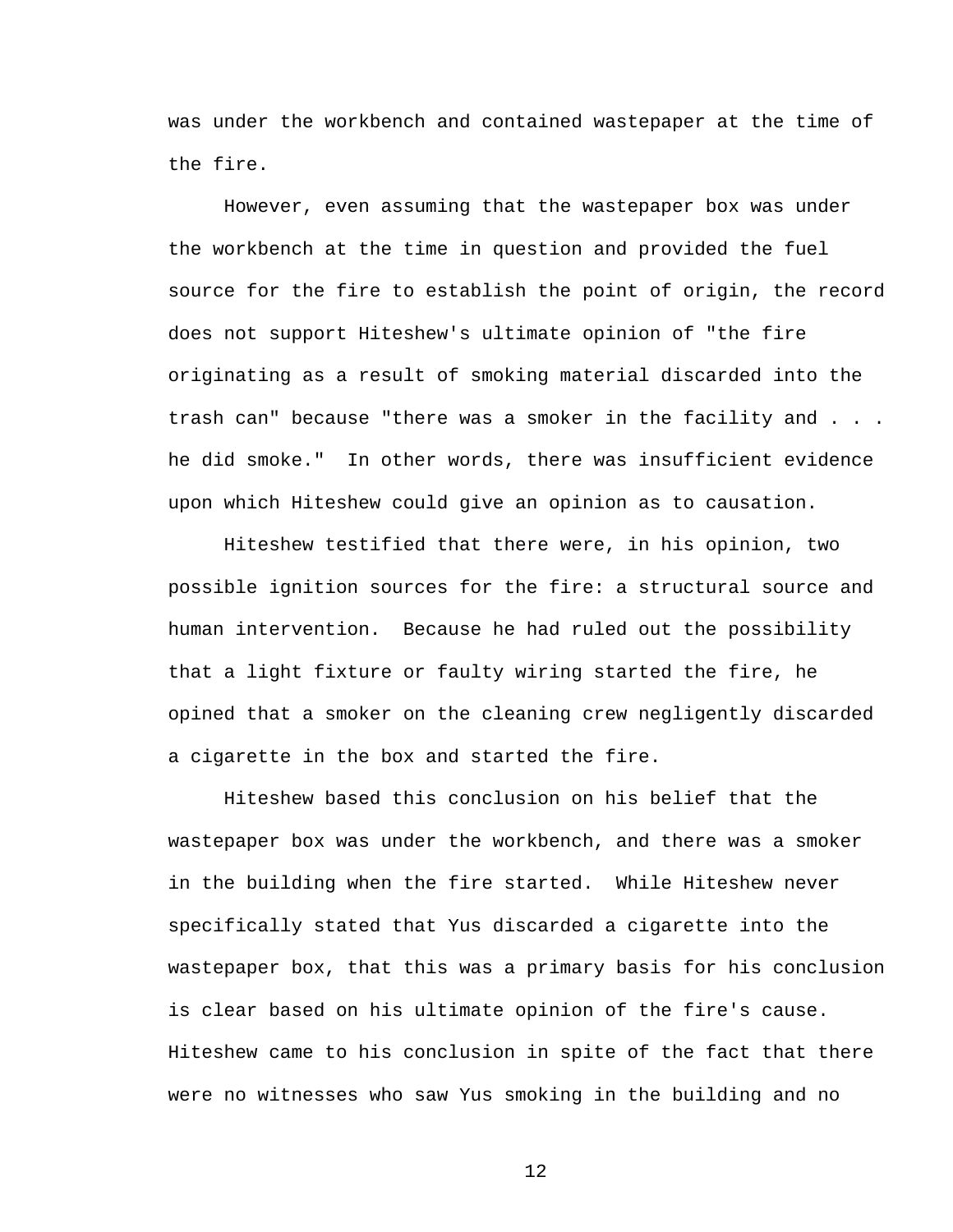was under the workbench and contained wastepaper at the time of the fire.

However, even assuming that the wastepaper box was under the workbench at the time in question and provided the fuel source for the fire to establish the point of origin, the record does not support Hiteshew's ultimate opinion of "the fire originating as a result of smoking material discarded into the trash can" because "there was a smoker in the facility and . . . he did smoke." In other words, there was insufficient evidence upon which Hiteshew could give an opinion as to causation.

Hiteshew testified that there were, in his opinion, two possible ignition sources for the fire: a structural source and human intervention. Because he had ruled out the possibility that a light fixture or faulty wiring started the fire, he opined that a smoker on the cleaning crew negligently discarded a cigarette in the box and started the fire.

Hiteshew based this conclusion on his belief that the wastepaper box was under the workbench, and there was a smoker in the building when the fire started. While Hiteshew never specifically stated that Yus discarded a cigarette into the wastepaper box, that this was a primary basis for his conclusion is clear based on his ultimate opinion of the fire's cause. Hiteshew came to his conclusion in spite of the fact that there were no witnesses who saw Yus smoking in the building and no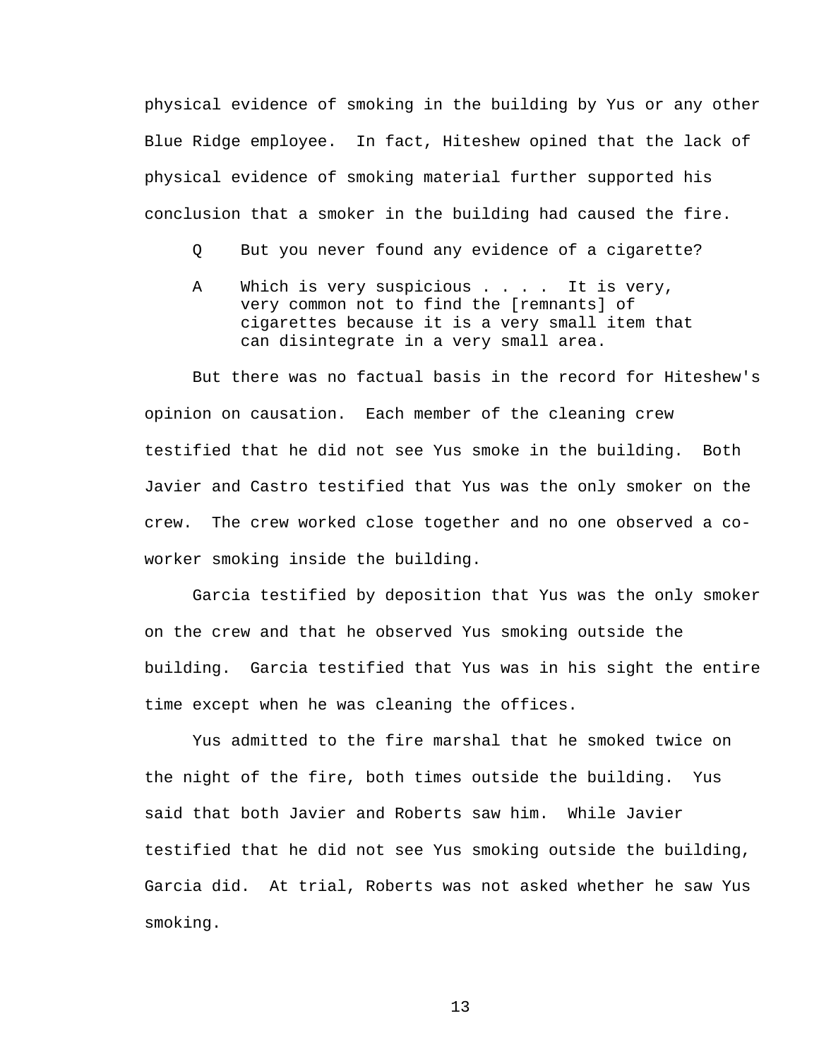physical evidence of smoking in the building by Yus or any other Blue Ridge employee. In fact, Hiteshew opined that the lack of physical evidence of smoking material further supported his conclusion that a smoker in the building had caused the fire.

> Q But you never found any evidence of a cigarette?
>
> A Which is very suspicious . . . . It is very, very common not to find the [remnants] of cigarettes because it is a very small item that can disintegrate in a very small area.

But there was no factual basis in the record for Hiteshew's opinion on causation. Each member of the cleaning crew testified that he did not see Yus smoke in the building. Both Javier and Castro testified that Yus was the only smoker on the crew. The crew worked close together and no one observed a co-worker smoking inside the building.

Garcia testified by deposition that Yus was the only smoker on the crew and that he observed Yus smoking outside the building. Garcia testified that Yus was in his sight the entire time except when he was cleaning the offices.

Yus admitted to the fire marshal that he smoked twice on the night of the fire, both times outside the building. Yus said that both Javier and Roberts saw him. While Javier testified that he did not see Yus smoking outside the building, Garcia did. At trial, Roberts was not asked whether he saw Yus smoking.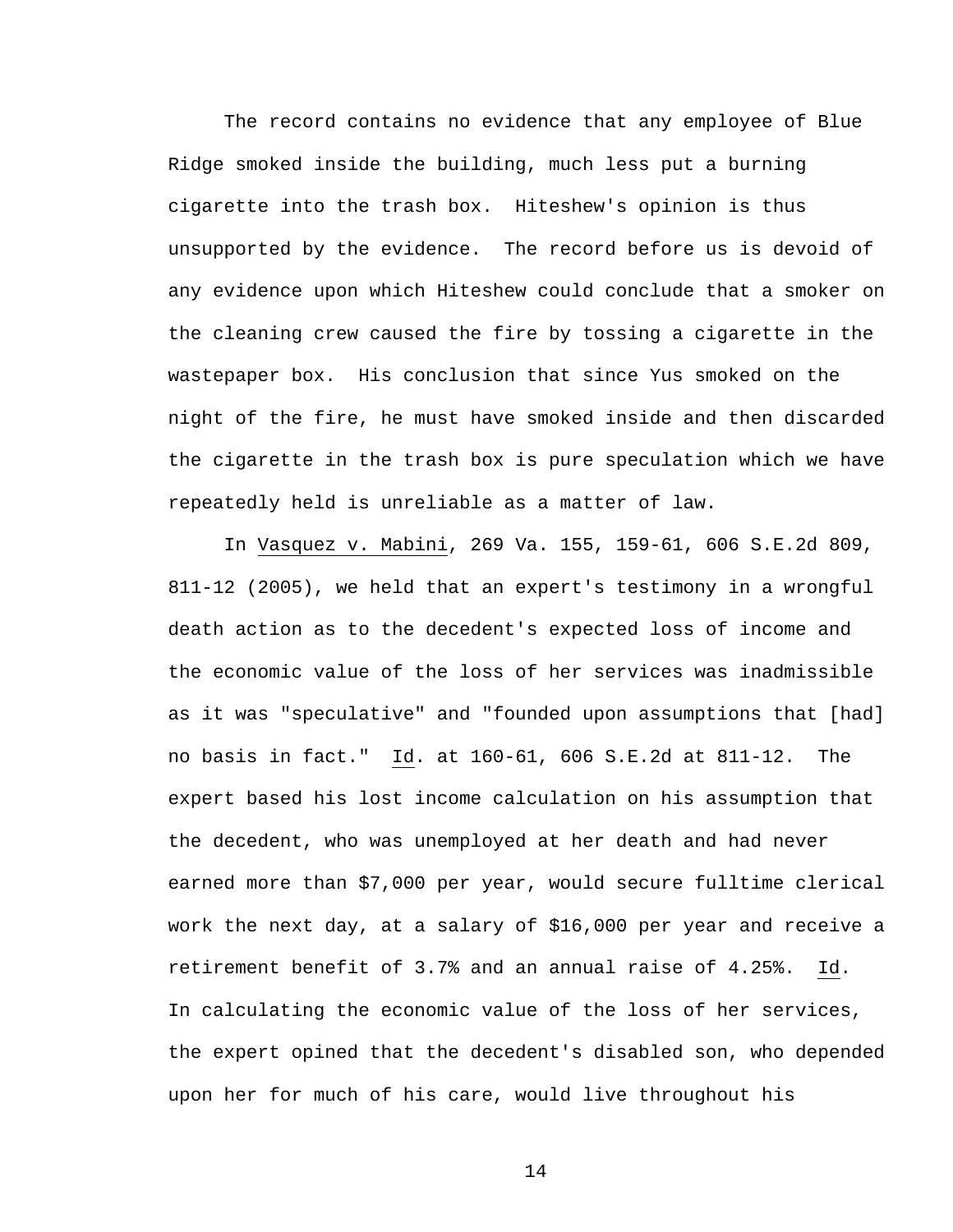The record contains no evidence that any employee of Blue Ridge smoked inside the building, much less put a burning cigarette into the trash box. Hiteshew's opinion is thus unsupported by the evidence. The record before us is devoid of any evidence upon which Hiteshew could conclude that a smoker on the cleaning crew caused the fire by tossing a cigarette in the wastepaper box. His conclusion that since Yus smoked on the night of the fire, he must have smoked inside and then discarded the cigarette in the trash box is pure speculation which we have repeatedly held is unreliable as a matter of law.

In Vasquez v. Mabini, 269 Va. 155, 159-61, 606 S.E.2d 809, 811-12 (2005), we held that an expert's testimony in a wrongful death action as to the decedent's expected loss of income and the economic value of the loss of her services was inadmissible as it was "speculative" and "founded upon assumptions that [had] no basis in fact." Id. at 160-61, 606 S.E.2d at 811-12. The expert based his lost income calculation on his assumption that the decedent, who was unemployed at her death and had never earned more than $7,000 per year, would secure fulltime clerical work the next day, at a salary of $16,000 per year and receive a retirement benefit of 3.7% and an annual raise of 4.25%. Id. In calculating the economic value of the loss of her services, the expert opined that the decedent's disabled son, who depended upon her for much of his care, would live throughout his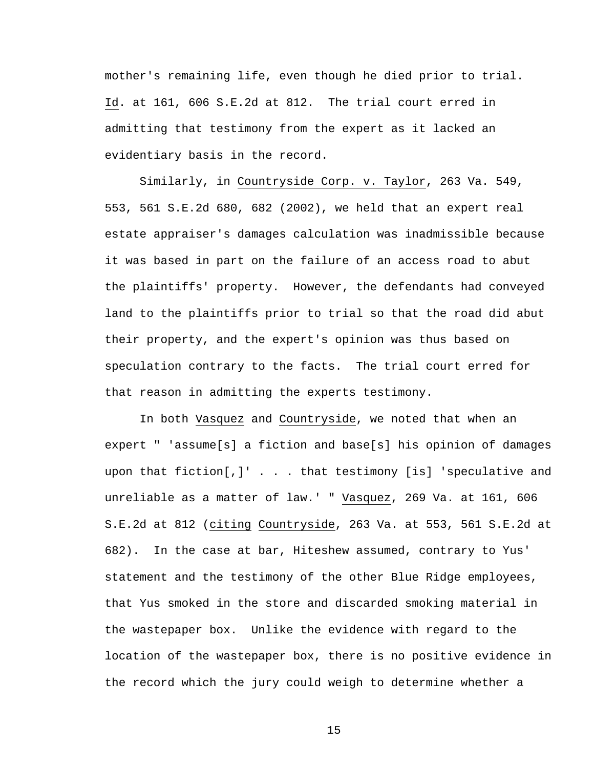mother's remaining life, even though he died prior to trial. Id. at 161, 606 S.E.2d at 812. The trial court erred in admitting that testimony from the expert as it lacked an evidentiary basis in the record.

Similarly, in Countryside Corp. v. Taylor, 263 Va. 549, 553, 561 S.E.2d 680, 682 (2002), we held that an expert real estate appraiser's damages calculation was inadmissible because it was based in part on the failure of an access road to abut the plaintiffs' property. However, the defendants had conveyed land to the plaintiffs prior to trial so that the road did abut their property, and the expert's opinion was thus based on speculation contrary to the facts. The trial court erred for that reason in admitting the experts testimony.

In both Vasquez and Countryside, we noted that when an expert " 'assume[s] a fiction and base[s] his opinion of damages upon that fiction[,]' . . . that testimony [is] 'speculative and unreliable as a matter of law.' " Vasquez, 269 Va. at 161, 606 S.E.2d at 812 (citing Countryside, 263 Va. at 553, 561 S.E.2d at 682). In the case at bar, Hiteshew assumed, contrary to Yus' statement and the testimony of the other Blue Ridge employees, that Yus smoked in the store and discarded smoking material in the wastepaper box. Unlike the evidence with regard to the location of the wastepaper box, there is no positive evidence in the record which the jury could weigh to determine whether a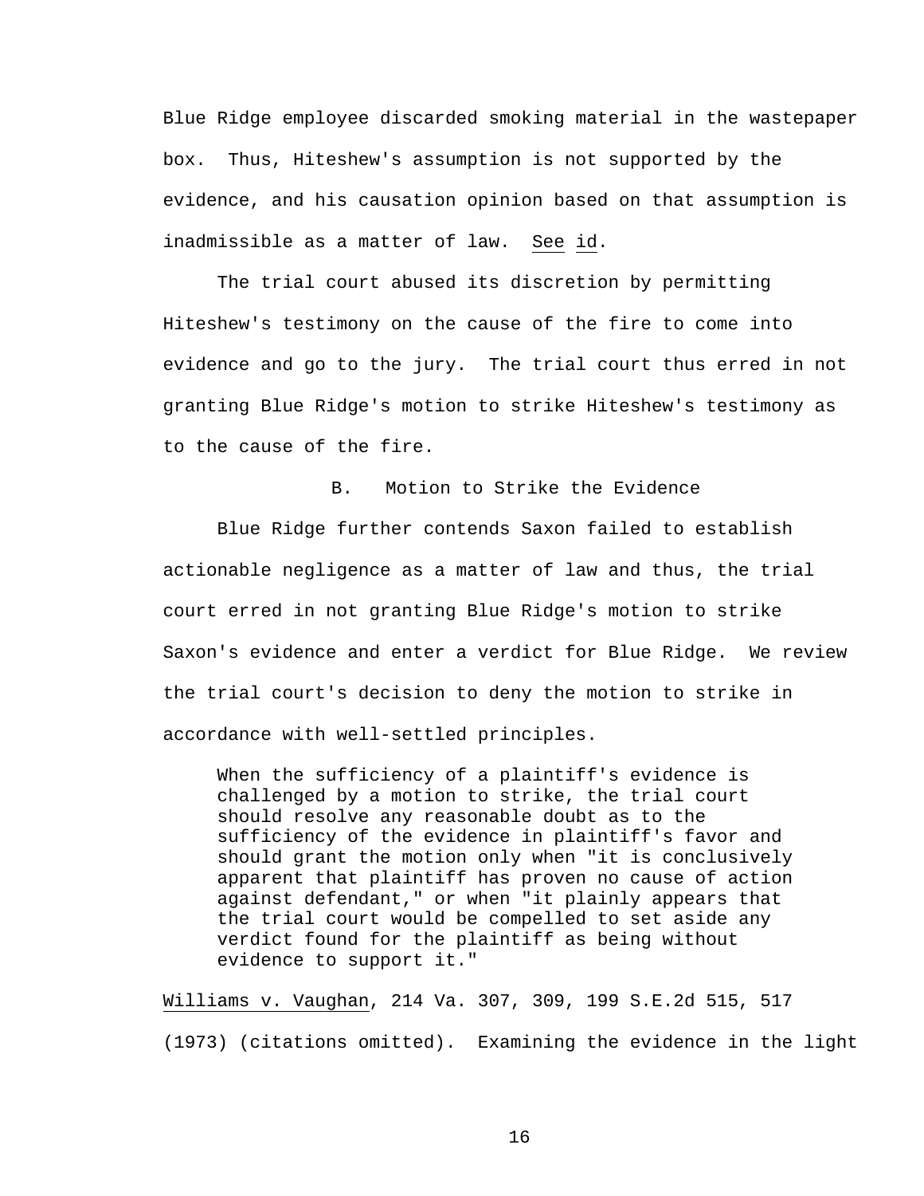Blue Ridge employee discarded smoking material in the wastepaper box. Thus, Hiteshew's assumption is not supported by the evidence, and his causation opinion based on that assumption is inadmissible as a matter of law. See id.

The trial court abused its discretion by permitting Hiteshew's testimony on the cause of the fire to come into evidence and go to the jury. The trial court thus erred in not granting Blue Ridge's motion to strike Hiteshew's testimony as to the cause of the fire.

### B. Motion to Strike the Evidence

Blue Ridge further contends Saxon failed to establish actionable negligence as a matter of law and thus, the trial court erred in not granting Blue Ridge's motion to strike Saxon's evidence and enter a verdict for Blue Ridge. We review the trial court's decision to deny the motion to strike in accordance with well-settled principles.

> When the sufficiency of a plaintiff's evidence is challenged by a motion to strike, the trial court should resolve any reasonable doubt as to the sufficiency of the evidence in plaintiff's favor and should grant the motion only when "it is conclusively apparent that plaintiff has proven no cause of action against defendant," or when "it plainly appears that the trial court would be compelled to set aside any verdict found for the plaintiff as being without evidence to support it."

Williams v. Vaughan, 214 Va. 307, 309, 199 S.E.2d 515, 517 (1973) (citations omitted). Examining the evidence in the light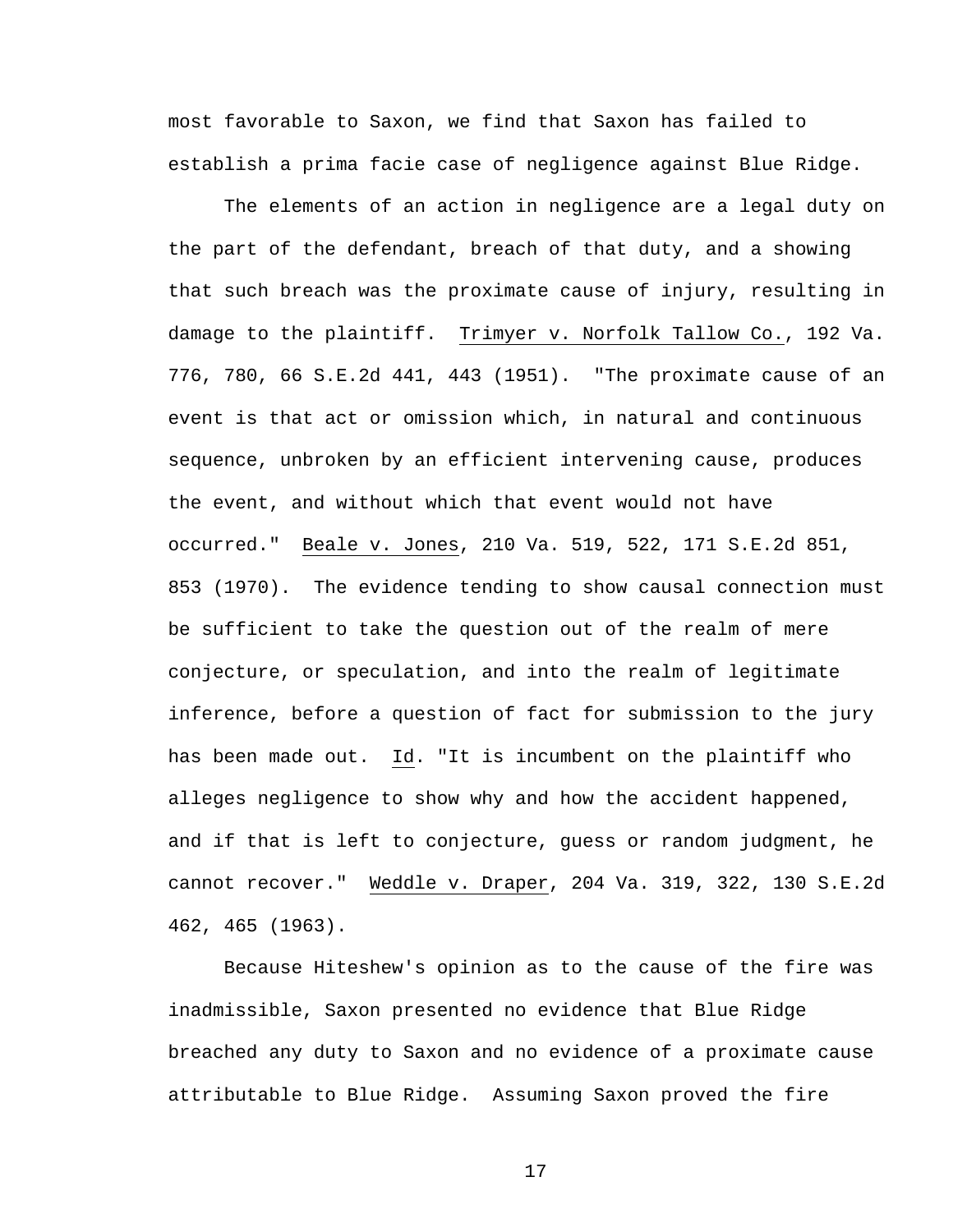most favorable to Saxon, we find that Saxon has failed to establish a prima facie case of negligence against Blue Ridge.

The elements of an action in negligence are a legal duty on the part of the defendant, breach of that duty, and a showing that such breach was the proximate cause of injury, resulting in damage to the plaintiff. Trimyer v. Norfolk Tallow Co., 192 Va. 776, 780, 66 S.E.2d 441, 443 (1951). "The proximate cause of an event is that act or omission which, in natural and continuous sequence, unbroken by an efficient intervening cause, produces the event, and without which that event would not have occurred." Beale v. Jones, 210 Va. 519, 522, 171 S.E.2d 851, 853 (1970). The evidence tending to show causal connection must be sufficient to take the question out of the realm of mere conjecture, or speculation, and into the realm of legitimate inference, before a question of fact for submission to the jury has been made out. Id. "It is incumbent on the plaintiff who alleges negligence to show why and how the accident happened, and if that is left to conjecture, guess or random judgment, he cannot recover." Weddle v. Draper, 204 Va. 319, 322, 130 S.E.2d 462, 465 (1963).

Because Hiteshew's opinion as to the cause of the fire was inadmissible, Saxon presented no evidence that Blue Ridge breached any duty to Saxon and no evidence of a proximate cause attributable to Blue Ridge. Assuming Saxon proved the fire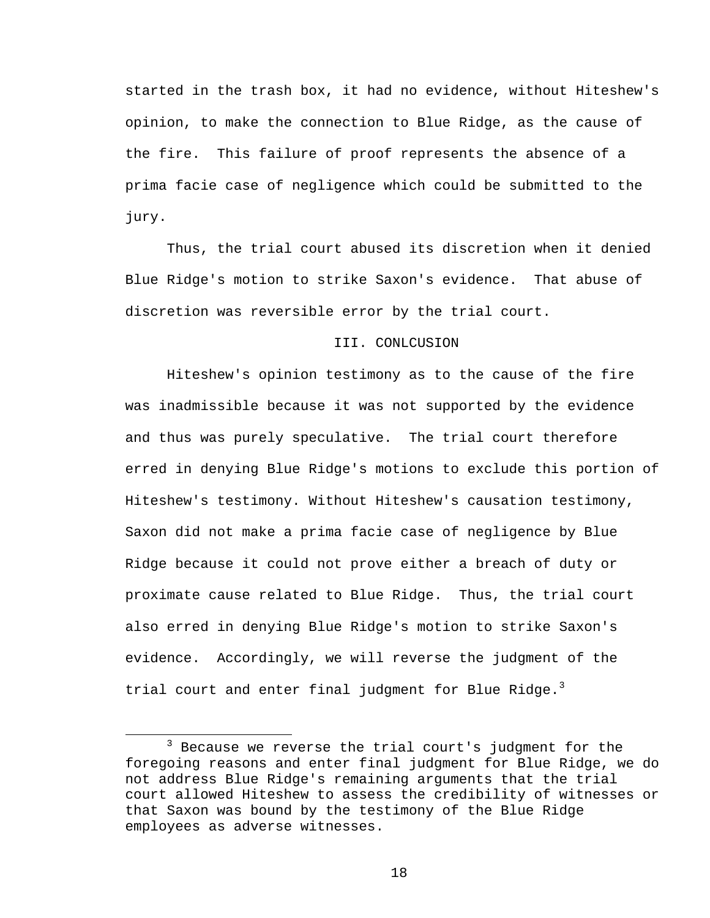started in the trash box, it had no evidence, without Hiteshew's opinion, to make the connection to Blue Ridge, as the cause of the fire. This failure of proof represents the absence of a prima facie case of negligence which could be submitted to the jury.

Thus, the trial court abused its discretion when it denied Blue Ridge's motion to strike Saxon's evidence. That abuse of discretion was reversible error by the trial court.

## III. CONLCUSION

Hiteshew's opinion testimony as to the cause of the fire was inadmissible because it was not supported by the evidence and thus was purely speculative. The trial court therefore erred in denying Blue Ridge's motions to exclude this portion of Hiteshew's testimony. Without Hiteshew's causation testimony, Saxon did not make a prima facie case of negligence by Blue Ridge because it could not prove either a breach of duty or proximate cause related to Blue Ridge. Thus, the trial court also erred in denying Blue Ridge's motion to strike Saxon's evidence. Accordingly, we will reverse the judgment of the trial court and enter final judgment for Blue Ridge.[3]

---

[3] Because we reverse the trial court's judgment for the foregoing reasons and enter final judgment for Blue Ridge, we do not address Blue Ridge's remaining arguments that the trial court allowed Hiteshew to assess the credibility of witnesses or that Saxon was bound by the testimony of the Blue Ridge employees as adverse witnesses.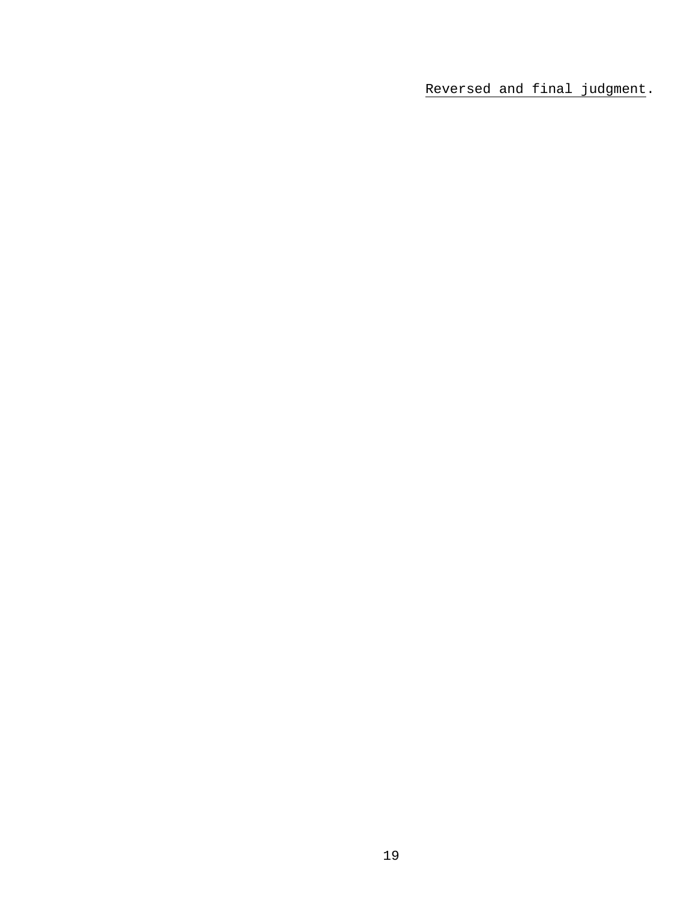Reversed and final judgment.